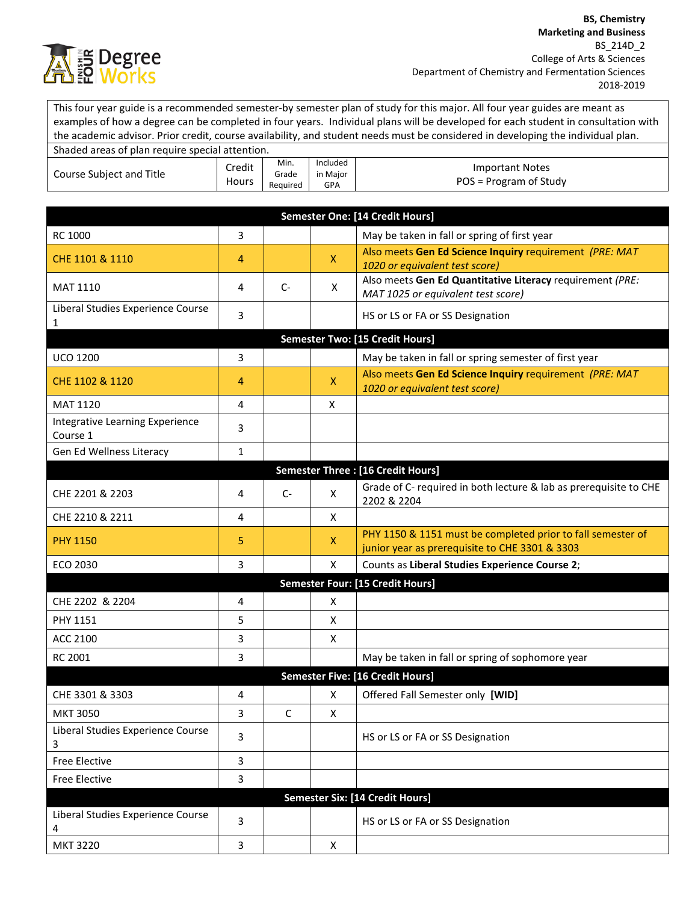**BS, Chemistry**
**Marketing and Business**
BS_214D_2
College of Arts & Sciences
Department of Chemistry and Fermentation Sciences
2018-2019

This four year guide is a recommended semester-by semester plan of study for this major. All four year guides are meant as examples of how a degree can be completed in four years. Individual plans will be developed for each student in consultation with the academic advisor. Prior credit, course availability, and student needs must be considered in developing the individual plan.

Shaded areas of plan require special attention.

| Course Subject and Title | Credit Hours | Min. Grade Required | Included in Major GPA | Important Notes POS = Program of Study |
|---|---|---|---|---|
| **Semester One: [14 Credit Hours]** | | | | |
| RC 1000 | 3 | | | May be taken in fall or spring of first year |
| CHE 1101 & 1110 | 4 | | X | Also meets **Gen Ed Science Inquiry** requirement *(PRE: MAT 1020 or equivalent test score)* |
| MAT 1110 | 4 | C- | X | Also meets **Gen Ed Quantitative Literacy** requirement *(PRE: MAT 1025 or equivalent test score)* |
| Liberal Studies Experience Course 1 | 3 | | | HS or LS or FA or SS Designation |
| **Semester Two: [15 Credit Hours]** | | | | |
| UCO 1200 | 3 | | | May be taken in fall or spring semester of first year |
| CHE 1102 & 1120 | 4 | | X | Also meets **Gen Ed Science Inquiry** requirement *(PRE: MAT 1020 or equivalent test score)* |
| MAT 1120 | 4 | | X | |
| Integrative Learning Experience Course 1 | 3 | | | |
| Gen Ed Wellness Literacy | 1 | | | |
| **Semester Three : [16 Credit Hours]** | | | | |
| CHE 2201 & 2203 | 4 | C- | X | Grade of C- required in both lecture & lab as prerequisite to CHE 2202 & 2204 |
| CHE 2210 & 2211 | 4 | | X | |
| PHY 1150 | 5 | | X | PHY 1150 & 1151 must be completed prior to fall semester of junior year as prerequisite to CHE 3301 & 3303 |
| ECO 2030 | 3 | | X | Counts as **Liberal Studies Experience Course 2**; |
| **Semester Four: [15 Credit Hours]** | | | | |
| CHE 2202 & 2204 | 4 | | X | |
| PHY 1151 | 5 | | X | |
| ACC 2100 | 3 | | X | |
| RC 2001 | 3 | | | May be taken in fall or spring of sophomore year |
| **Semester Five: [16 Credit Hours]** | | | | |
| CHE 3301 & 3303 | 4 | | X | Offered Fall Semester only **[WID]** |
| MKT 3050 | 3 | C | X | |
| Liberal Studies Experience Course 3 | 3 | | | HS or LS or FA or SS Designation |
| Free Elective | 3 | | | |
| Free Elective | 3 | | | |
| **Semester Six: [14 Credit Hours]** | | | | |
| Liberal Studies Experience Course 4 | 3 | | | HS or LS or FA or SS Designation |
| MKT 3220 | 3 | | X | |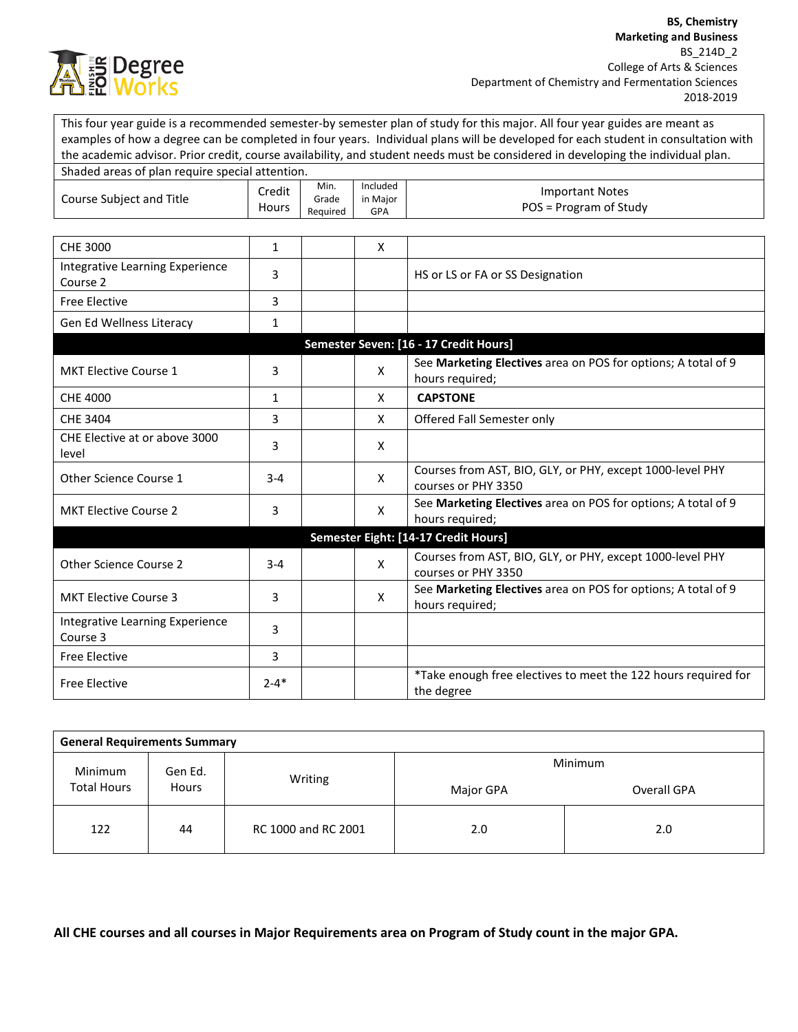**BS, Chemistry**
**Marketing and Business**
BS_214D_2
College of Arts & Sciences
Department of Chemistry and Fermentation Sciences
2018-2019

This four year guide is a recommended semester-by semester plan of study for this major. All four year guides are meant as examples of how a degree can be completed in four years. Individual plans will be developed for each student in consultation with the academic advisor. Prior credit, course availability, and student needs must be considered in developing the individual plan.

Shaded areas of plan require special attention.

| Course Subject and Title | Credit Hours | Min. Grade Required | Included in Major GPA | Important Notes POS = Program of Study |
|---|---|---|---|---|
| CHE 3000 | 1 | | X | |
| Integrative Learning Experience Course 2 | 3 | | | HS or LS or FA or SS Designation |
| Free Elective | 3 | | | |
| Gen Ed Wellness Literacy | 1 | | | |
| **Semester Seven: [16 - 17 Credit Hours]** | | | | |
| MKT Elective Course 1 | 3 | | X | See **Marketing Electives** area on POS for options; A total of 9 hours required; |
| CHE 4000 | 1 | | X | **CAPSTONE** |
| CHE 3404 | 3 | | X | Offered Fall Semester only |
| CHE Elective at or above 3000 level | 3 | | X | |
| Other Science Course 1 | 3-4 | | X | Courses from AST, BIO, GLY, or PHY, except 1000-level PHY courses or PHY 3350 |
| MKT Elective Course 2 | 3 | | X | See **Marketing Electives** area on POS for options; A total of 9 hours required; |
| **Semester Eight: [14-17 Credit Hours]** | | | | |
| Other Science Course 2 | 3-4 | | X | Courses from AST, BIO, GLY, or PHY, except 1000-level PHY courses or PHY 3350 |
| MKT Elective Course 3 | 3 | | X | See **Marketing Electives** area on POS for options; A total of 9 hours required; |
| Integrative Learning Experience Course 3 | 3 | | | |
| Free Elective | 3 | | | |
| Free Elective | 2-4* | | | *Take enough free electives to meet the 122 hours required for the degree |

| **General Requirements Summary** | | | | |
|---|---|---|---|---|
| Minimum Total Hours | Gen Ed. Hours | Writing | Minimum | |
| | | | Major GPA | Overall GPA |
| 122 | 44 | RC 1000 and RC 2001 | 2.0 | 2.0 |

**All CHE courses and all courses in Major Requirements area on Program of Study count in the major GPA.**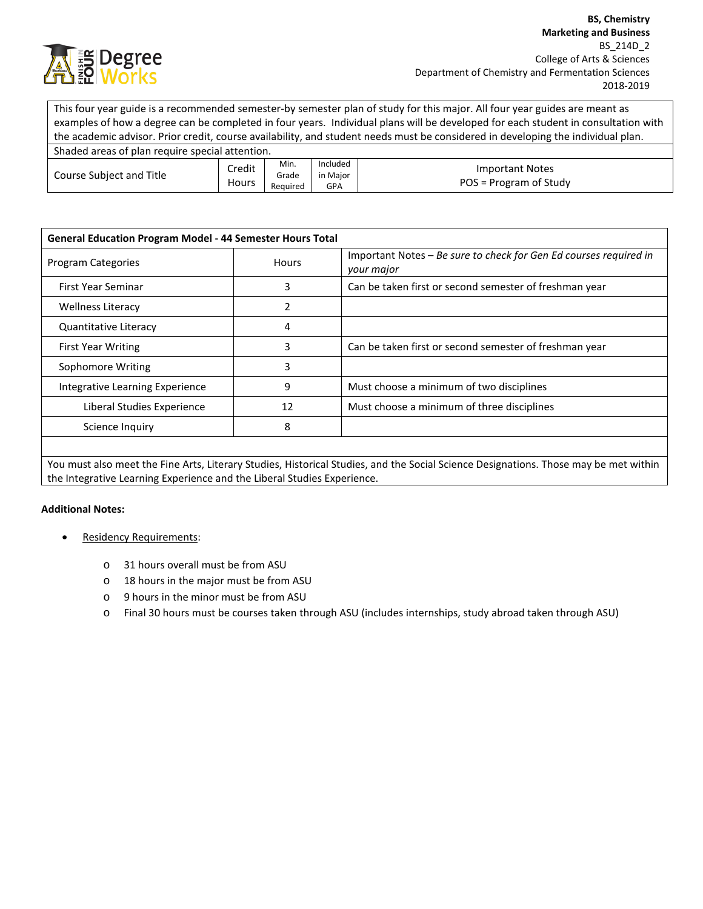BS, Chemistry
**Marketing and Business**
BS_214D_2
College of Arts & Sciences
Department of Chemistry and Fermentation Sciences
2018-2019

| | | | | |
|---|---|---|---|---|
| This four year guide is a recommended semester-by semester plan of study for this major. All four year guides are meant as examples of how a degree can be completed in four years. Individual plans will be developed for each student in consultation with the academic advisor. Prior credit, course availability, and student needs must be considered in developing the individual plan. | | | | |
| Shaded areas of plan require special attention. | | | | |
| Course Subject and Title | Credit Hours | Min. Grade Required | Included in Major GPA | Important Notes POS = Program of Study |

| General Education Program Model - 44 Semester Hours Total | | |
|---|---|---|
| Program Categories | Hours | Important Notes – *Be sure to check for Gen Ed courses required in your major* |
| First Year Seminar | 3 | Can be taken first or second semester of freshman year |
| Wellness Literacy | 2 | |
| Quantitative Literacy | 4 | |
| First Year Writing | 3 | Can be taken first or second semester of freshman year |
| Sophomore Writing | 3 | |
| Integrative Learning Experience | 9 | Must choose a minimum of two disciplines |
| Liberal Studies Experience | 12 | Must choose a minimum of three disciplines |
| Science Inquiry | 8 | |
| | | |
| You must also meet the Fine Arts, Literary Studies, Historical Studies, and the Social Science Designations. Those may be met within the Integrative Learning Experience and the Liberal Studies Experience. | | |

**Additional Notes:**

- Residency Requirements:
  - 31 hours overall must be from ASU
  - 18 hours in the major must be from ASU
  - 9 hours in the minor must be from ASU
  - Final 30 hours must be courses taken through ASU (includes internships, study abroad taken through ASU)